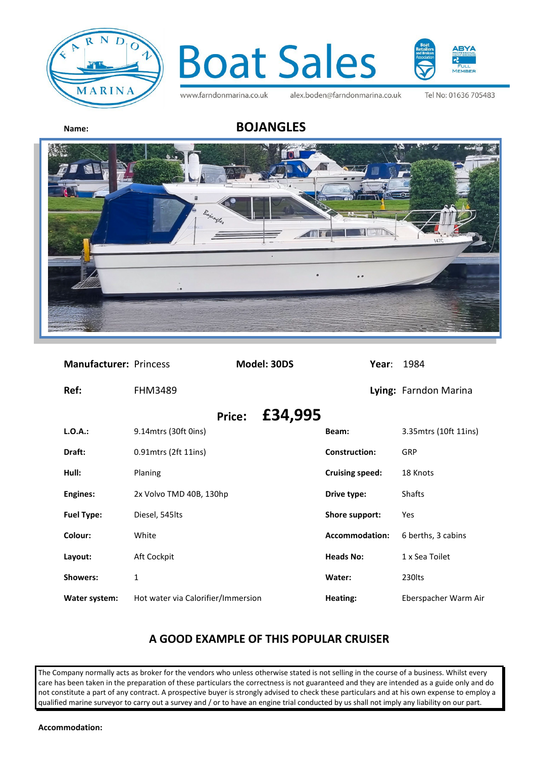# Boat Sales

www.farndonmarina.co.uk alex.boden@farndonmarina.co.uk Tel No: 01636 705483

**Name:** **BOJANGLES**

| | | | |
|---|---|---|---|
| **Manufacturer:** | Princess | **Model:** 30DS | **Year:** 1984 |
| **Ref:** | FHM3489 | **Lying:** | Farndon Marina |

**Price: £34,995**

| | | | |
|---|---|---|---|
| **L.O.A.:** | 9.14mtrs (30ft 0ins) | **Beam:** | 3.35mtrs (10ft 11ins) |
| **Draft:** | 0.91mtrs (2ft 11ins) | **Construction:** | GRP |
| **Hull:** | Planing | **Cruising speed:** | 18 Knots |
| **Engines:** | 2x Volvo TMD 40B, 130hp | **Drive type:** | Shafts |
| **Fuel Type:** | Diesel, 545lts | **Shore support:** | Yes |
| **Colour:** | White | **Accommodation:** | 6 berths, 3 cabins |
| **Layout:** | Aft Cockpit | **Heads No:** | 1 x Sea Toilet |
| **Showers:** | 1 | **Water:** | 230lts |
| **Water system:** | Hot water via Calorifier/Immersion | **Heating:** | Eberspacher Warm Air |

## A GOOD EXAMPLE OF THIS POPULAR CRUISER

The Company normally acts as broker for the vendors who unless otherwise stated is not selling in the course of a business. Whilst every care has been taken in the preparation of these particulars the correctness is not guaranteed and they are intended as a guide only and do not constitute a part of any contract. A prospective buyer is strongly advised to check these particulars and at his own expense to employ a qualified marine surveyor to carry out a survey and / or to have an engine trial conducted by us shall not imply any liability on our part.

**Accommodation:**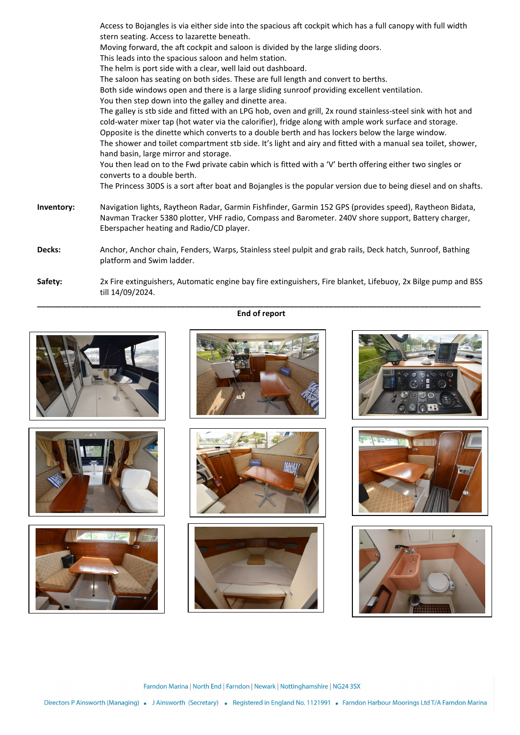Access to Bojangles is via either side into the spacious aft cockpit which has a full canopy with full width stern seating. Access to lazarette beneath.
Moving forward, the aft cockpit and saloon is divided by the large sliding doors.
This leads into the spacious saloon and helm station.
The helm is port side with a clear, well laid out dashboard.
The saloon has seating on both sides. These are full length and convert to berths.
Both side windows open and there is a large sliding sunroof providing excellent ventilation.
You then step down into the galley and dinette area.
The galley is stb side and fitted with an LPG hob, oven and grill, 2x round stainless-steel sink with hot and cold-water mixer tap (hot water via the calorifier), fridge along with ample work surface and storage.
Opposite is the dinette which converts to a double berth and has lockers below the large window.
The shower and toilet compartment stb side. It's light and airy and fitted with a manual sea toilet, shower, hand basin, large mirror and storage.
You then lead on to the Fwd private cabin which is fitted with a 'V' berth offering either two singles or converts to a double berth.
The Princess 30DS is a sort after boat and Bojangles is the popular version due to being diesel and on shafts.

**Inventory:** Navigation lights, Raytheon Radar, Garmin Fishfinder, Garmin 152 GPS (provides speed), Raytheon Bidata, Navman Tracker 5380 plotter, VHF radio, Compass and Barometer. 240V shore support, Battery charger, Eberspacher heating and Radio/CD player.

**Decks:** Anchor, Anchor chain, Fenders, Warps, Stainless steel pulpit and grab rails, Deck hatch, Sunroof, Bathing platform and Swim ladder.

**Safety:** 2x Fire extinguishers, Automatic engine bay fire extinguishers, Fire blanket, Lifebuoy, 2x Bilge pump and BSS till 14/09/2024.

---

**End of report**

Farndon Marina | North End | Farndon | Newark | Nottinghamshire | NG24 3SX

Directors P Ainsworth (Managing) • J Ainsworth (Secretary) • Registered in England No. 1121991 • Farndon Harbour Moorings Ltd T/A Farndon Marina